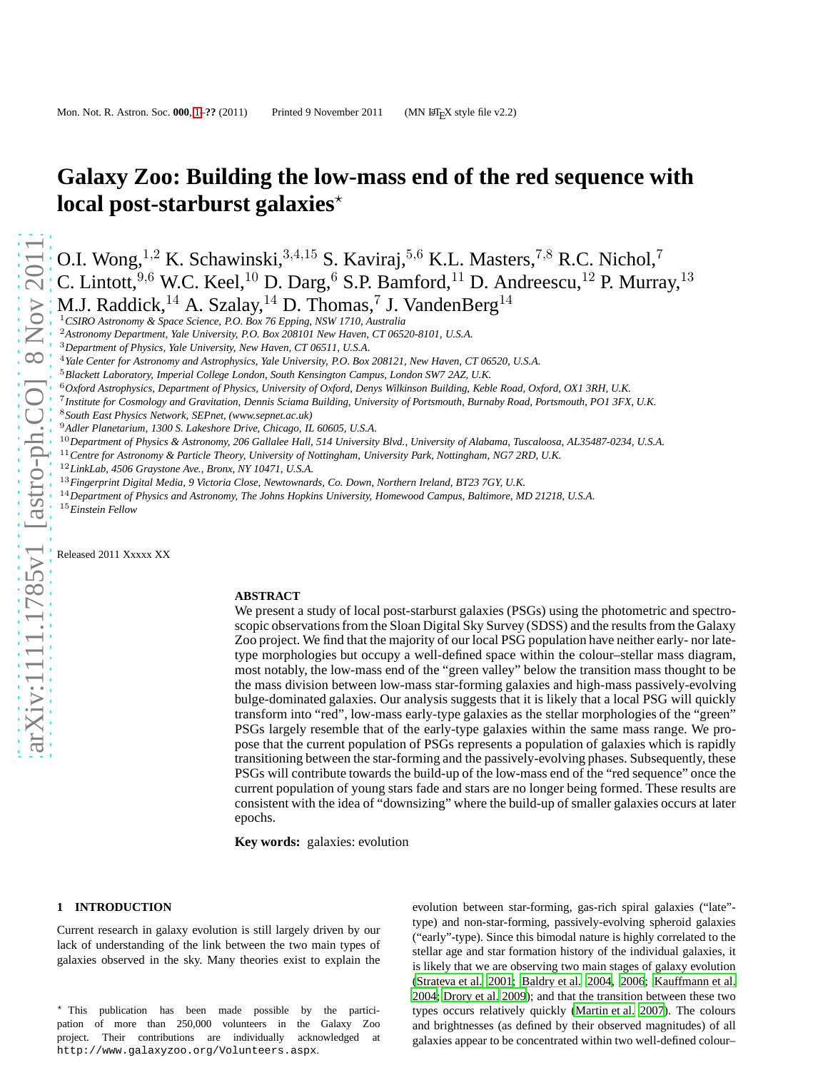# Galaxy Zoo: Building the low-mass end of the red sequence with local post-starburst galaxies*

O.I. Wong,[1,2] K. Schawinski,[3,4,15] S. Kaviraj,[5,6] K.L. Masters,[7,8] R.C. Nichol,[7] C. Lintott,[9,6] W.C. Keel,[10] D. Darg,[6] S.P. Bamford,[11] D. Andreescu,[12] P. Murray,[13] M.J. Raddick,[14] A. Szalay,[14] D. Thomas,[7] J. VandenBerg[14]

[1] *CSIRO Astronomy & Space Science, P.O. Box 76 Epping, NSW 1710, Australia*
[2] *Astronomy Department, Yale University, P.O. Box 208101 New Haven, CT 06520-8101, U.S.A.*
[3] *Department of Physics, Yale University, New Haven, CT 06511, U.S.A.*
[4] *Yale Center for Astronomy and Astrophysics, Yale University, P.O. Box 208121, New Haven, CT 06520, U.S.A.*
[5] *Blackett Laboratory, Imperial College London, South Kensington Campus, London SW7 2AZ, U.K.*
[6] *Oxford Astrophysics, Department of Physics, University of Oxford, Denys Wilkinson Building, Keble Road, Oxford, OX1 3RH, U.K.*
[7] *Institute for Cosmology and Gravitation, Dennis Sciama Building, University of Portsmouth, Burnaby Road, Portsmouth, PO1 3FX, U.K.*
[8] *South East Physics Network, SEPnet, (www.sepnet.ac.uk)*
[9] *Adler Planetarium, 1300 S. Lakeshore Drive, Chicago, IL 60605, U.S.A.*
[10] *Department of Physics & Astronomy, 206 Gallalee Hall, 514 University Blvd., University of Alabama, Tuscaloosa, AL35487-0234, U.S.A.*
[11] *Centre for Astronomy & Particle Theory, University of Nottingham, University Park, Nottingham, NG7 2RD, U.K.*
[12] *LinkLab, 4506 Graystone Ave., Bronx, NY 10471, U.S.A.*
[13] *Fingerprint Digital Media, 9 Victoria Close, Newtownards, Co. Down, Northern Ireland, BT23 7GY, U.K.*
[14] *Department of Physics and Astronomy, The Johns Hopkins University, Homewood Campus, Baltimore, MD 21218, U.S.A.*
[15] *Einstein Fellow*

Released 2011 Xxxxx XX

## ABSTRACT

We present a study of local post-starburst galaxies (PSGs) using the photometric and spectroscopic observations from the Sloan Digital Sky Survey (SDSS) and the results from the Galaxy Zoo project. We find that the majority of our local PSG population have neither early- nor late-type morphologies but occupy a well-defined space within the colour–stellar mass diagram, most notably, the low-mass end of the "green valley" below the transition mass thought to be the mass division between low-mass star-forming galaxies and high-mass passively-evolving bulge-dominated galaxies. Our analysis suggests that it is likely that a local PSG will quickly transform into "red", low-mass early-type galaxies as the stellar morphologies of the "green" PSGs largely resemble that of the early-type galaxies within the same mass range. We propose that the current population of PSGs represents a population of galaxies which is rapidly transitioning between the star-forming and the passively-evolving phases. Subsequently, these PSGs will contribute towards the build-up of the low-mass end of the "red sequence" once the current population of young stars fade and stars are no longer being formed. These results are consistent with the idea of "downsizing" where the build-up of smaller galaxies occurs at later epochs.

**Key words:** galaxies: evolution

## 1 INTRODUCTION

Current research in galaxy evolution is still largely driven by our lack of understanding of the link between the two main types of galaxies observed in the sky. Many theories exist to explain the evolution between star-forming, gas-rich spiral galaxies ("late"-type) and non-star-forming, passively-evolving spheroid galaxies ("early"-type). Since this bimodal nature is highly correlated to the stellar age and star formation history of the individual galaxies, it is likely that we are observing two main stages of galaxy evolution (Strateva et al. 2001; Baldry et al. 2004, 2006; Kauffmann et al. 2004; Drory et al. 2009); and that the transition between these two types occurs relatively quickly (Martin et al. 2007). The colours and brightnesses (as defined by their observed magnitudes) of all galaxies appear to be concentrated within two well-defined colour–

* This publication has been made possible by the participation of more than 250,000 volunteers in the Galaxy Zoo project. Their contributions are individually acknowledged at http://www.galaxyzoo.org/Volunteers.aspx.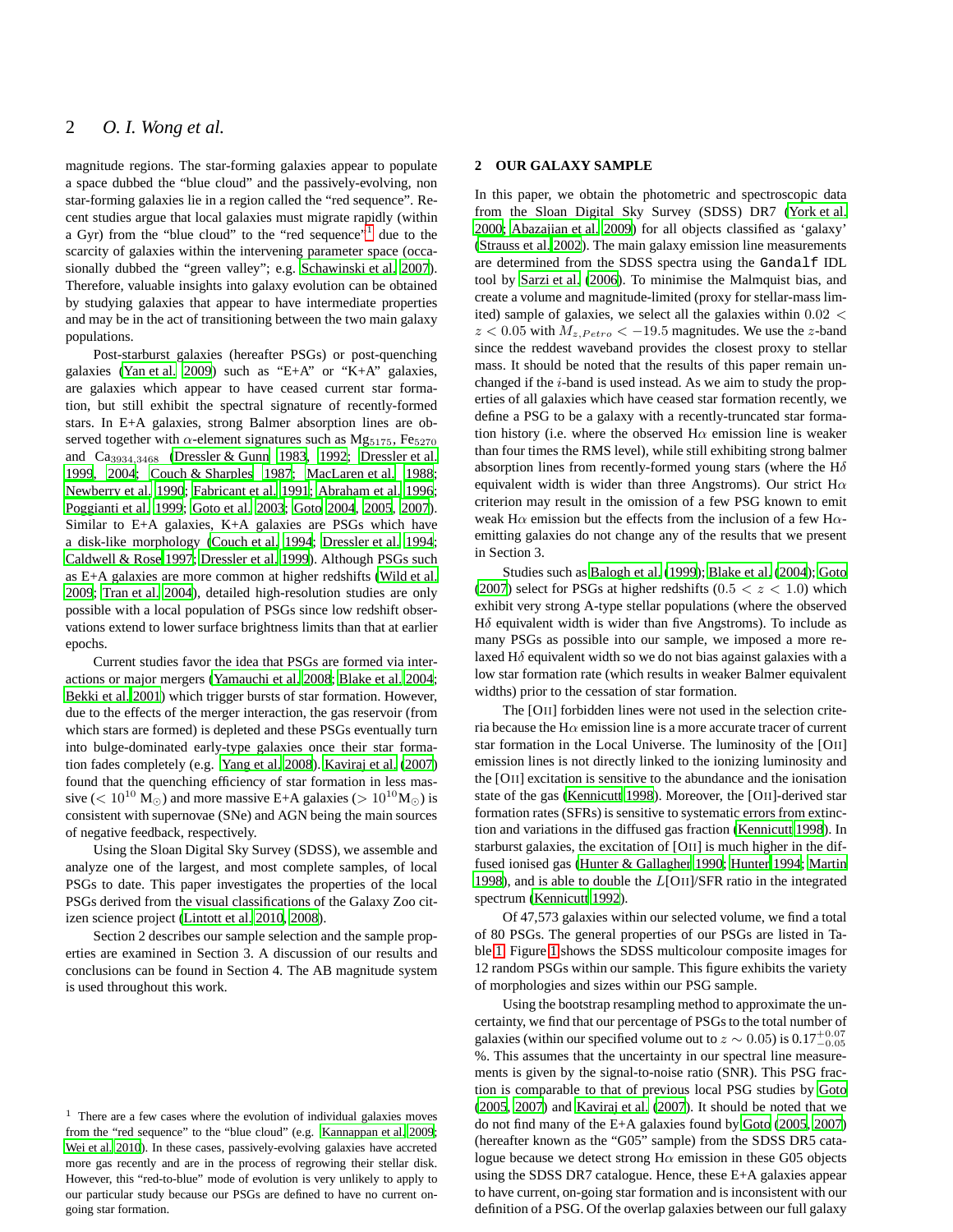magnitude regions. The star-forming galaxies appear to populate a space dubbed the "blue cloud" and the passively-evolving, non star-forming galaxies lie in a region called the "red sequence". Recent studies argue that local galaxies must migrate rapidly (within a Gyr) from the "blue cloud" to the "red sequence"[1] due to the scarcity of galaxies within the intervening parameter space (occasionally dubbed the "green valley"; e.g. Schawinski et al. 2007). Therefore, valuable insights into galaxy evolution can be obtained by studying galaxies that appear to have intermediate properties and may be in the act of transitioning between the two main galaxy populations.

Post-starburst galaxies (hereafter PSGs) or post-quenching galaxies (Yan et al. 2009) such as "E+A" or "K+A" galaxies, are galaxies which appear to have ceased current star formation, but still exhibit the spectral signature of recently-formed stars. In E+A galaxies, strong Balmer absorption lines are observed together with $\alpha$-element signatures such as $\mathrm{Mg}_{5175}$, $\mathrm{Fe}_{5270}$ and $\mathrm{Ca}_{3934,3468}$ (Dressler & Gunn 1983, 1992; Dressler et al. 1999, 2004; Couch & Sharples 1987; MacLaren et al. 1988; Newberry et al. 1990; Fabricant et al. 1991; Abraham et al. 1996; Poggianti et al. 1999; Goto et al. 2003; Goto 2004, 2005, 2007). Similar to E+A galaxies, K+A galaxies are PSGs which have a disk-like morphology (Couch et al. 1994; Dressler et al. 1994; Caldwell & Rose 1997; Dressler et al. 1999). Although PSGs such as E+A galaxies are more common at higher redshifts (Wild et al. 2009; Tran et al. 2004), detailed high-resolution studies are only possible with a local population of PSGs since low redshift observations extend to lower surface brightness limits than that at earlier epochs.

Current studies favor the idea that PSGs are formed via interactions or major mergers (Yamauchi et al. 2008; Blake et al. 2004; Bekki et al. 2001) which trigger bursts of star formation. However, due to the effects of the merger interaction, the gas reservoir (from which stars are formed) is depleted and these PSGs eventually turn into bulge-dominated early-type galaxies once their star formation fades completely (e.g. Yang et al. 2008). Kaviraj et al. (2007) found that the quenching efficiency of star formation in less massive ($< 10^{10}$ $\mathrm{M}_\odot$) and more massive E+A galaxies ($> 10^{10}\mathrm{M}_\odot$) is consistent with supernovae (SNe) and AGN being the main sources of negative feedback, respectively.

Using the Sloan Digital Sky Survey (SDSS), we assemble and analyze one of the largest, and most complete samples, of local PSGs to date. This paper investigates the properties of the local PSGs derived from the visual classifications of the Galaxy Zoo citizen science project (Lintott et al. 2010, 2008).

Section 2 describes our sample selection and the sample properties are examined in Section 3. A discussion of our results and conclusions can be found in Section 4. The AB magnitude system is used throughout this work.

[1] There are a few cases where the evolution of individual galaxies moves from the "red sequence" to the "blue cloud" (e.g. Kannappan et al. 2009; Wei et al. 2010). In these cases, passively-evolving galaxies have accreted more gas recently and are in the process of regrowing their stellar disk. However, this "red-to-blue" mode of evolution is very unlikely to apply to our particular study because our PSGs are defined to have no current ongoing star formation.

## 2 OUR GALAXY SAMPLE

In this paper, we obtain the photometric and spectroscopic data from the Sloan Digital Sky Survey (SDSS) DR7 (York et al. 2000; Abazajian et al. 2009) for all objects classified as 'galaxy' (Strauss et al. 2002). The main galaxy emission line measurements are determined from the SDSS spectra using the Gandalf IDL tool by Sarzi et al. (2006). To minimise the Malmquist bias, and create a volume and magnitude-limited (proxy for stellar-mass limited) sample of galaxies, we select all the galaxies within $0.02 < z < 0.05$ with $M_{z,Petro} < -19.5$ magnitudes. We use the $z$-band since the reddest waveband provides the closest proxy to stellar mass. It should be noted that the results of this paper remain unchanged if the $i$-band is used instead. As we aim to study the properties of all galaxies which have ceased star formation recently, we define a PSG to be a galaxy with a recently-truncated star formation history (i.e. where the observed H$\alpha$ emission line is weaker than four times the RMS level), while still exhibiting strong balmer absorption lines from recently-formed young stars (where the H$\delta$ equivalent width is wider than three Angstroms). Our strict H$\alpha$ criterion may result in the omission of a few PSG known to emit weak H$\alpha$ emission but the effects from the inclusion of a few H$\alpha$-emitting galaxies do not change any of the results that we present in Section 3.

Studies such as Balogh et al. (1999); Blake et al. (2004); Goto (2007) select for PSGs at higher redshifts ($0.5 < z < 1.0$) which exhibit very strong A-type stellar populations (where the observed H$\delta$ equivalent width is wider than five Angstroms). To include as many PSGs as possible into our sample, we imposed a more relaxed H$\delta$ equivalent width so we do not bias against galaxies with a low star formation rate (which results in weaker Balmer equivalent widths) prior to the cessation of star formation.

The [OII] forbidden lines were not used in the selection criteria because the H$\alpha$ emission line is a more accurate tracer of current star formation in the Local Universe. The luminosity of the [OII] emission lines is not directly linked to the ionizing luminosity and the [OII] excitation is sensitive to the abundance and the ionisation state of the gas (Kennicutt 1998). Moreover, the [OII]-derived star formation rates (SFRs) is sensitive to systematic errors from extinction and variations in the diffused gas fraction (Kennicutt 1998). In starburst galaxies, the excitation of [OII] is much higher in the diffused ionised gas (Hunter & Gallagher 1990; Hunter 1994; Martin 1998), and is able to double the $L$[OII]/SFR ratio in the integrated spectrum (Kennicutt 1992).

Of 47,573 galaxies within our selected volume, we find a total of 80 PSGs. The general properties of our PSGs are listed in Table 1. Figure 1 shows the SDSS multicolour composite images for 12 random PSGs within our sample. This figure exhibits the variety of morphologies and sizes within our PSG sample.

Using the bootstrap resampling method to approximate the uncertainty, we find that our percentage of PSGs to the total number of galaxies (within our specified volume out to $z \sim 0.05$) is $0.17^{+0.07}_{-0.05}$ %. This assumes that the uncertainty in our spectral line measurements is given by the signal-to-noise ratio (SNR). This PSG fraction is comparable to that of previous local PSG studies by Goto (2005, 2007) and Kaviraj et al. (2007). It should be noted that we do not find many of the E+A galaxies found by Goto (2005, 2007) (hereafter known as the "G05" sample) from the SDSS DR5 catalogue because we detect strong H$\alpha$ emission in these G05 objects using the SDSS DR7 catalogue. Hence, these E+A galaxies appear to have current, on-going star formation and is inconsistent with our definition of a PSG. Of the overlap galaxies between our full galaxy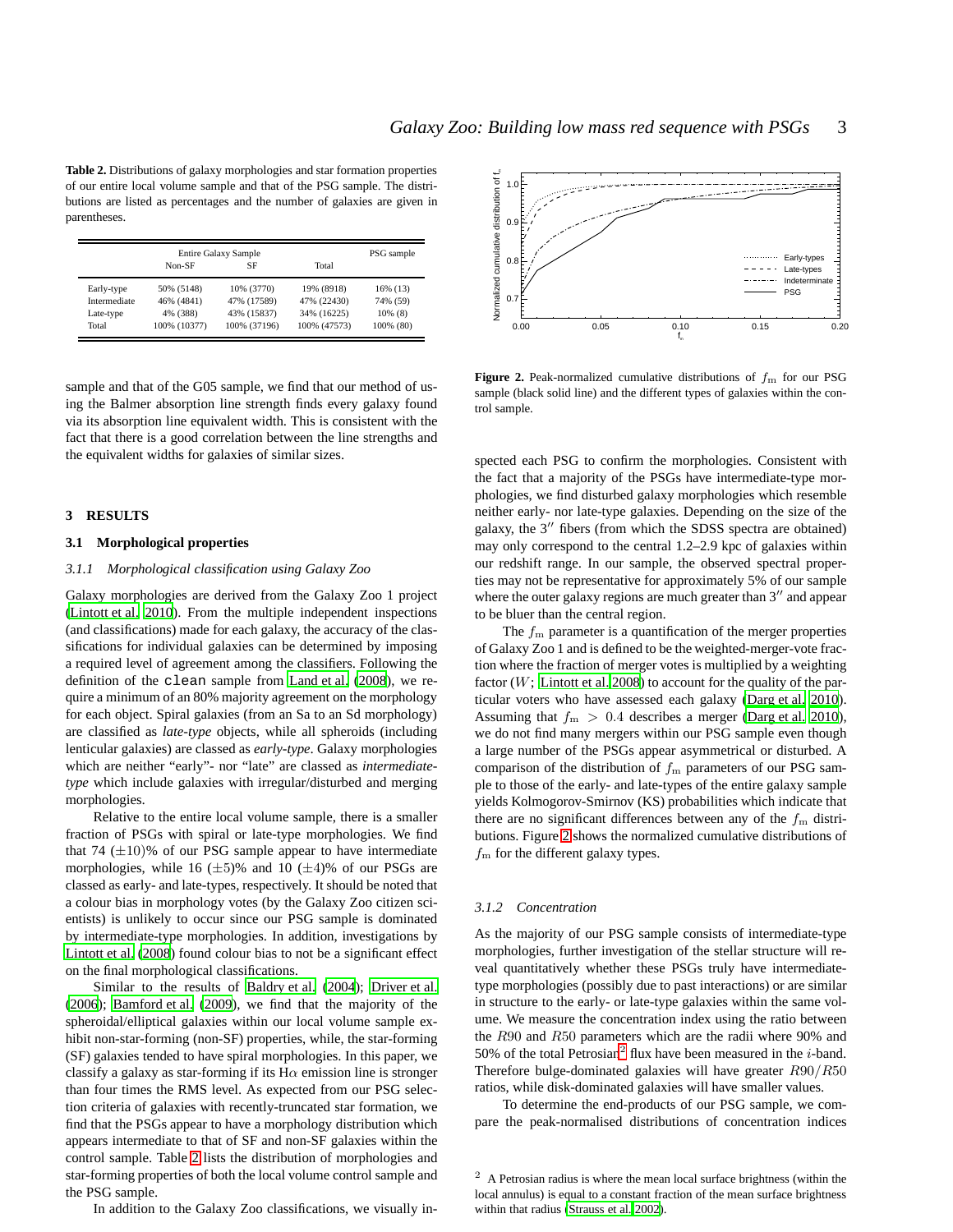**Table 2.** Distributions of galaxy morphologies and star formation properties of our entire local volume sample and that of the PSG sample. The distributions are listed as percentages and the number of galaxies are given in parentheses.

| | Entire Galaxy Sample | | | PSG sample |
|---|---|---|---|---|
| | Non-SF | SF | Total | |
| Early-type | 50% (5148) | 10% (3770) | 19% (8918) | 16% (13) |
| Intermediate | 46% (4841) | 47% (17589) | 47% (22430) | 74% (59) |
| Late-type | 4% (388) | 43% (15837) | 34% (16225) | 10% (8) |
| Total | 100% (10377) | 100% (37196) | 100% (47573) | 100% (80) |

sample and that of the G05 sample, we find that our method of using the Balmer absorption line strength finds every galaxy found via its absorption line equivalent width. This is consistent with the fact that there is a good correlation between the line strengths and the equivalent widths for galaxies of similar sizes.

## 3 RESULTS

### 3.1 Morphological properties

#### 3.1.1 Morphological classification using Galaxy Zoo

Galaxy morphologies are derived from the Galaxy Zoo 1 project (Lintott et al. 2010). From the multiple independent inspections (and classifications) made for each galaxy, the accuracy of the classifications for individual galaxies can be determined by imposing a required level of agreement among the classifiers. Following the definition of the `clean` sample from Land et al. (2008), we require a minimum of an 80% majority agreement on the morphology for each object. Spiral galaxies (from an Sa to an Sd morphology) are classified as *late-type* objects, while all spheroids (including lenticular galaxies) are classed as *early-type*. Galaxy morphologies which are neither "early"- nor "late" are classed as *intermediate-type* which include galaxies with irregular/disturbed and merging morphologies.

Relative to the entire local volume sample, there is a smaller fraction of PSGs with spiral or late-type morphologies. We find that 74 ($\pm 10$)% of our PSG sample appear to have intermediate morphologies, while 16 ($\pm 5$)% and 10 ($\pm 4$)% of our PSGs are classed as early- and late-types, respectively. It should be noted that a colour bias in morphology votes (by the Galaxy Zoo citizen scientists) is unlikely to occur since our PSG sample is dominated by intermediate-type morphologies. In addition, investigations by Lintott et al. (2008) found colour bias to not be a significant effect on the final morphological classifications.

Similar to the results of Baldry et al. (2004); Driver et al. (2006); Bamford et al. (2009), we find that the majority of the spheroidal/elliptical galaxies within our local volume sample exhibit non-star-forming (non-SF) properties, while, the star-forming (SF) galaxies tended to have spiral morphologies. In this paper, we classify a galaxy as star-forming if its H$\alpha$ emission line is stronger than four times the RMS level. As expected from our PSG selection criteria of galaxies with recently-truncated star formation, we find that the PSGs appear to have a morphology distribution which appears intermediate to that of SF and non-SF galaxies within the control sample. Table 2 lists the distribution of morphologies and star-forming properties of both the local volume control sample and the PSG sample.

In addition to the Galaxy Zoo classifications, we visually inspected each PSG to confirm the morphologies. Consistent with the fact that a majority of the PSGs have intermediate-type morphologies, we find disturbed galaxy morphologies which resemble neither early- nor late-type galaxies. Depending on the size of the galaxy, the 3″ fibers (from which the SDSS spectra are obtained) may only correspond to the central 1.2–2.9 kpc of galaxies within our redshift range. In our sample, the observed spectral properties may not be representative for approximately 5% of our sample where the outer galaxy regions are much greater than 3″ and appear to be bluer than the central region.

Figure 2. Peak-normalized cumulative distributions of $f_{\rm m}$ for our PSG sample (black solid line) and the different types of galaxies within the control sample.

The $f_{\rm m}$ parameter is a quantification of the merger properties of Galaxy Zoo 1 and is defined to be the weighted-merger-vote fraction where the fraction of merger votes is multiplied by a weighting factor ($W$; Lintott et al. 2008) to account for the quality of the particular voters who have assessed each galaxy (Darg et al. 2010). Assuming that $f_{\rm m} > 0.4$ describes a merger (Darg et al. 2010), we do not find many mergers within our PSG sample even though a large number of the PSGs appear asymmetrical or disturbed. A comparison of the distribution of $f_{\rm m}$ parameters of our PSG sample to those of the early- and late-types of the entire galaxy sample yields Kolmogorov-Smirnov (KS) probabilities which indicate that there are no significant differences between any of the $f_{\rm m}$ distributions. Figure 2 shows the normalized cumulative distributions of $f_{\rm m}$ for the different galaxy types.

#### 3.1.2 Concentration

As the majority of our PSG sample consists of intermediate-type morphologies, further investigation of the stellar structure will reveal quantitatively whether these PSGs truly have intermediate-type morphologies (possibly due to past interactions) or are similar in structure to the early- or late-type galaxies within the same volume. We measure the concentration index using the ratio between the $R90$ and $R50$ parameters which are the radii where 90% and 50% of the total Petrosian[2] flux have been measured in the $i$-band. Therefore bulge-dominated galaxies will have greater $R90/R50$ ratios, while disk-dominated galaxies will have smaller values.

To determine the end-products of our PSG sample, we compare the peak-normalised distributions of concentration indices

[2] A Petrosian radius is where the mean local surface brightness (within the local annulus) is equal to a constant fraction of the mean surface brightness within that radius (Strauss et al. 2002).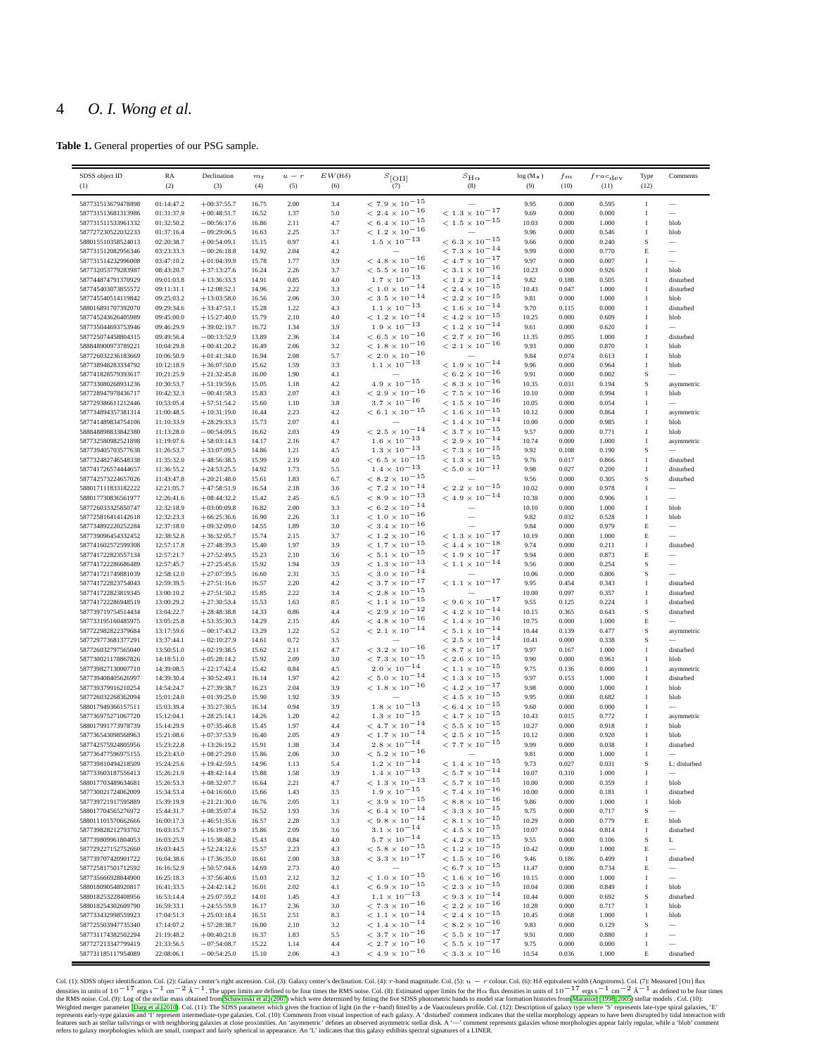**Table 1.** General properties of our PSG sample.

| SDSS object ID (1) | RA (2) | Declination (3) | $m_r$ (4) | $u-r$ (5) | $EW(\mathrm{H}\delta)$ (6) | $S_{[\mathrm{OII}]}$ (7) | $S_{\mathrm{H}\alpha}$ (8) | log (M$_\star$) (9) | $fm$ (10) | $frac_{\mathrm{dev}}$ (11) | Type (12) | Comments |
|---|---|---|---|---|---|---|---|---|---|---|---|---|
| 587731513679478898 | 01:14:47.2 | +00:37:55.7 | 16.75 | 2.00 | 3.4 | $< 7.9 \times 10^{-15}$ | — | 9.95 | 0.000 | 0.595 | I | — |
| 587731513681313986 | 01:31:37.9 | +00:48:51.7 | 16.52 | 1.37 | 5.0 | $< 2.4 \times 10^{-16}$ | $< 1.3 \times 10^{-17}$ | 9.69 | 0.000 | 0.000 | I | — |
| 587731511533961332 | 01:32:50.2 | −00:56:17.6 | 16.86 | 2.11 | 4.7 | $< 6.4 \times 10^{-15}$ | $< 1.5 \times 10^{-15}$ | 10.03 | 0.000 | 1.000 | I | blob |
| 587727230522032233 | 01:37:16.4 | −09:29:06.5 | 16.63 | 2.25 | 3.7 | $< 1.2 \times 10^{-16}$ | — | 9.96 | 0.000 | 0.546 | I | blob |
| 588015510358524013 | 02:20:38.7 | +00:54:09.1 | 15.15 | 0.97 | 4.1 | $1.5 \times 10^{-13}$ | $< 6.3 \times 10^{-15}$ | 9.66 | 0.000 | 0.240 | S | — |
| 587731512082956346 | 03:23:33.3 | −00:26:18.8 | 14.92 | 2.04 | 4.2 | — | $< 7.3 \times 10^{-14}$ | 9.99 | 0.000 | 0.770 | E | — |
| 587731514232996008 | 03:47:10.2 | +01:04:39.9 | 15.78 | 1.77 | 3.9 | $< 4.8 \times 10^{-16}$ | $< 4.7 \times 10^{-17}$ | 9.97 | 0.000 | 0.007 | I | — |
| 587732053779283987 | 08:43:20.7 | +37:13:27.6 | 16.24 | 2.26 | 3.7 | $< 5.5 \times 10^{-16}$ | $< 3.1 \times 10^{-16}$ | 10.23 | 0.000 | 0.926 | I | blob |
| 587744874791370929 | 09:01:03.8 | +13:36:33.3 | 14.91 | 0.85 | 4.0 | $1.7 \times 10^{-13}$ | $< 1.2 \times 10^{-14}$ | 9.82 | 0.188 | 0.505 | I | disturbed |
| 587745403073855572 | 09:11:31.1 | +12:08:52.1 | 14.96 | 2.22 | 3.3 | $< 1.0 \times 10^{-14}$ | $< 2.4 \times 10^{-15}$ | 10.43 | 0.047 | 1.000 | I | disturbed |
| 587745540514119842 | 09:25:03.2 | +13:03:58.0 | 16.56 | 2.06 | 3.0 | $< 3.5 \times 10^{-14}$ | $< 2.2 \times 10^{-15}$ | 9.81 | 0.000 | 1.000 | I | blob |
| 588016891707392070 | 09:29:34.6 | +33:47:51.1 | 15.28 | 1.22 | 4.3 | $1.1 \times 10^{-13}$ | $< 1.6 \times 10^{-14}$ | 9.70 | 0.115 | 0.000 | I | disturbed |
| 587745243626405989 | 09:45:00.0 | +15:27:40.0 | 15.79 | 2.10 | 4.0 | $< 1.2 \times 10^{-14}$ | $< 4.2 \times 10^{-15}$ | 10.25 | 0.000 | 0.609 | I | blob |
| 587735044693753946 | 09:46:29.9 | +39:02:19.7 | 16.72 | 1.34 | 3.9 | $1.9 \times 10^{-13}$ | $< 1.2 \times 10^{-14}$ | 9.61 | 0.000 | 0.620 | I | — |
| 587725074458804315 | 09:49:56.4 | −00:13:52.9 | 13.89 | 2.36 | 3.4 | $< 6.5 \times 10^{-16}$ | $< 2.7 \times 10^{-16}$ | 11.35 | 0.095 | 1.000 | I | disturbed |
| 588848900973789221 | 10:04:29.8 | +00:41:20.2 | 16.49 | 2.06 | 3.2 | $< 1.8 \times 10^{-16}$ | $< 2.1 \times 10^{-16}$ | 9.93 | 0.000 | 0.870 | I | blob |
| 587726032236183669 | 10:06:50.9 | +01:41:34.0 | 16.94 | 2.08 | 5.7 | $< 2.0 \times 10^{-16}$ | — | 9.84 | 0.074 | 0.613 | I | blob |
| 587738948283334792 | 10:12:18.9 | +36:07:50.0 | 15.62 | 1.59 | 3.3 | $1.1 \times 10^{-13}$ | $< 1.9 \times 10^{-14}$ | 9.96 | 0.000 | 0.964 | I | blob |
| 587741828579393617 | 10:21:25.9 | +21:32:45.8 | 16.00 | 1.90 | 4.1 | — | $< 6.2 \times 10^{-16}$ | 9.91 | 0.000 | 0.002 | S | — |
| 587733080268931236 | 10:30:53.7 | +51:19:59.6 | 15.05 | 1.18 | 4.2 | $4.9 \times 10^{-15}$ | $< 8.3 \times 10^{-16}$ | 10.35 | 0.031 | 0.194 | S | asymmetric |
| 587728947978436717 | 10:42:32.3 | −00:41:58.3 | 15.83 | 2.07 | 4.3 | $< 2.9 \times 10^{-16}$ | $< 7.5 \times 10^{-16}$ | 10.10 | 0.000 | 0.994 | I | blob |
| 587729386611212446 | 10:53:05.4 | +57:51:54.2 | 15.60 | 1.10 | 3.8 | $3.7 \times 10^{-16}$ | $< 1.5 \times 10^{-16}$ | 10.05 | 0.000 | 0.054 | I | — |
| 587734894357381314 | 11:00:48.5 | +10:31:19.0 | 16.44 | 2.23 | 4.2 | $< 6.1 \times 10^{-15}$ | $< 1.6 \times 10^{-15}$ | 10.12 | 0.000 | 0.864 | I | asymmetric |
| 587741489834754106 | 11:10:33.9 | +28:29:33.3 | 15.73 | 2.07 | 4.1 | — | $< 1.4 \times 10^{-14}$ | 10.00 | 0.000 | 0.985 | I | blob |
| 588848898833842380 | 11:13:28.0 | −00:54:09.5 | 16.62 | 2.03 | 4.9 | $< 2.5 \times 10^{-14}$ | $< 3.7 \times 10^{-15}$ | 9.57 | 0.000 | 0.771 | I | blob |
| 587732580982521898 | 11:19:07.6 | +58:03:14.3 | 14.17 | 2.16 | 4.7 | $1.6 \times 10^{-13}$ | $< 2.9 \times 10^{-14}$ | 10.74 | 0.000 | 1.000 | I | asymmetric |
| 587739405703577638 | 11:26:53.7 | +33:07:09.5 | 14.86 | 1.21 | 4.5 | $1.3 \times 10^{-13}$ | $< 7.3 \times 10^{-15}$ | 9.92 | 0.108 | 0.190 | S | — |
| 587732482746548338 | 11:35:32.0 | +48:56:38.5 | 15.99 | 2.19 | 4.0 | $< 6.5 \times 10^{-15}$ | $< 1.3 \times 10^{-15}$ | 9.76 | 0.017 | 0.866 | I | disturbed |
| 587741726574444657 | 11:36:55.2 | +24:53:25.5 | 14.92 | 1.73 | 5.5 | $1.4 \times 10^{-13}$ | $< 5.0 \times 10^{-11}$ | 9.98 | 0.027 | 0.200 | I | disturbed |
| 587742573224657026 | 11:43:47.8 | +20:21:48.0 | 15.61 | 1.83 | 6.7 | $< 8.2 \times 10^{-15}$ | — | 9.56 | 0.000 | 0.305 | S | disturbed |
| 588017111833182222 | 12:21:05.7 | +47:58:51.9 | 16.54 | 2.18 | 3.6 | $< 7.2 \times 10^{-14}$ | $< 2.2 \times 10^{-15}$ | 10.02 | 0.000 | 0.978 | I | — |
| 588017730836561977 | 12:26:41.6 | +08:44:32.2 | 15.42 | 2.45 | 6.5 | $< 8.9 \times 10^{-13}$ | $< 4.9 \times 10^{-14}$ | 10.38 | 0.000 | 0.906 | I | — |
| 587726033325850747 | 12:32:18.9 | +03:00:09.8 | 16.82 | 2.00 | 3.3 | $< 6.2 \times 10^{-14}$ | — | 10.10 | 0.000 | 1.000 | I | blob |
| 587725816414142618 | 12:32:23.3 | +66:25:36.6 | 16.90 | 2.26 | 3.1 | $< 1.0 \times 10^{-16}$ | — | 9.82 | 0.032 | 0.528 | I | blob |
| 587734892220252284 | 12:37:18.0 | +09:32:09.0 | 14.55 | 1.89 | 3.0 | $< 3.4 \times 10^{-16}$ | — | 9.84 | 0.000 | 0.979 | E | — |
| 587739096454332452 | 12:38:52.8 | +36:32:05.7 | 15.74 | 2.15 | 3.7 | $< 1.2 \times 10^{-16}$ | $< 1.3 \times 10^{-17}$ | 10.19 | 0.000 | 1.000 | E | — |
| 587741602572599308 | 12:57:17.8 | +27:48:39.3 | 15.40 | 1.97 | 3.9 | $< 1.7 \times 10^{-15}$ | $< 4.4 \times 10^{-18}$ | 9.74 | 0.000 | 0.211 | I | disturbed |
| 587741722823557134 | 12:57:21.7 | +27:52:49.5 | 15.23 | 2.10 | 3.6 | $< 5.1 \times 10^{-15}$ | $< 1.9 \times 10^{-17}$ | 9.94 | 0.000 | 0.873 | E | — |
| 587741722286686489 | 12:57:45.7 | +27:25:45.6 | 15.92 | 1.94 | 3.9 | $< 1.3 \times 10^{-13}$ | $< 1.1 \times 10^{-14}$ | 9.56 | 0.000 | 0.254 | S | — |
| 587741721749881039 | 12:58:12.0 | +27:07:39.5 | 16.60 | 2.31 | 3.5 | $< 3.0 \times 10^{-14}$ | — | 10.06 | 0.000 | 0.806 | S | — |
| 587741722823754043 | 12:59:39.5 | +27:51:16.6 | 16.57 | 2.20 | 4.2 | $< 3.7 \times 10^{-17}$ | $< 1.1 \times 10^{-17}$ | 9.95 | 0.454 | 0.343 | I | disturbed |
| 587741722823819345 | 13:00:10.2 | +27:51:50.2 | 15.85 | 2.22 | 3.4 | $< 2.8 \times 10^{-15}$ | — | 10.00 | 0.097 | 0.357 | I | disturbed |
| 587741722286948519 | 13:00:29.2 | +27:30:53.4 | 15.53 | 1.63 | 8.5 | $< 1.1 \times 10^{-15}$ | $< 9.6 \times 10^{-17}$ | 9.55 | 0.125 | 0.224 | I | disturbed |
| 587739719754514434 | 13:04:22.7 | +28:48:38.8 | 14.33 | 0.86 | 4.4 | $< 2.9 \times 10^{-12}$ | $< 4.2 \times 10^{-14}$ | 10.15 | 0.365 | 0.643 | S | disturbed |
| 587733195160485975 | 13:05:25.8 | +53:35:30.3 | 14.29 | 2.15 | 4.6 | $< 4.8 \times 10^{-16}$ | $< 1.4 \times 10^{-16}$ | 10.75 | 0.000 | 1.000 | E | — |
| 587722982822379684 | 13:17:59.6 | −00:17:43.2 | 13.29 | 1.22 | 5.2 | $< 2.1 \times 10^{-14}$ | $< 5.1 \times 10^{-14}$ | 10.44 | 0.139 | 0.477 | S | asymmetric |
| 587729773681377291 | 13:37:44.1 | −02:10:27.9 | 14.61 | 0.72 | 3.5 | — | $< 2.5 \times 10^{-14}$ | 10.41 | 0.000 | 0.338 | S | — |
| 587726032797565040 | 13:50:51.0 | +02:19:38.5 | 15.62 | 2.11 | 4.7 | $< 3.2 \times 10^{-16}$ | $< 8.7 \times 10^{-17}$ | 9.97 | 0.167 | 1.000 | I | disturbed |
| 587730021178867826 | 14:18:51.0 | +05:28:14.2 | 15.92 | 2.09 | 3.0 | $< 7.3 \times 10^{-15}$ | $< 2.6 \times 10^{-15}$ | 9.90 | 0.000 | 0.961 | I | blob |
| 587739827130007710 | 14:39:08.5 | +22:17:42.4 | 15.42 | 0.84 | 4.5 | $2.0 \times 10^{-14}$ | $< 1.1 \times 10^{-15}$ | 9.75 | 0.136 | 0.000 | I | asymmetric |
| 587739408405626997 | 14:39:30.4 | +30:52:49.1 | 16.14 | 1.97 | 4.2 | $< 5.0 \times 10^{-14}$ | $< 1.3 \times 10^{-15}$ | 9.97 | 0.153 | 1.000 | I | disturbed |
| 587739379916210254 | 14:54:24.7 | +27:39:38.7 | 16.23 | 2.04 | 3.9 | $< 1.8 \times 10^{-16}$ | $< 4.2 \times 10^{-17}$ | 9.98 | 0.000 | 1.000 | I | blob |
| 587726032268362094 | 15:01:24.0 | +01:39:25.0 | 15.90 | 1.92 | 3.9 | — | $< 4.5 \times 10^{-15}$ | 9.95 | 0.000 | 0.682 | I | blob |
| 588017949366157511 | 15:03:39.4 | +35:27:30.5 | 16.14 | 0.94 | 3.9 | $1.8 \times 10^{-13}$ | $< 6.4 \times 10^{-15}$ | 9.60 | 0.000 | 0.000 | I | — |
| 587736975271067720 | 15:12:04.1 | +28:25:14.1 | 14.26 | 1.20 | 4.2 | $1.3 \times 10^{-15}$ | $< 4.7 \times 10^{-15}$ | 10.43 | 0.015 | 0.772 | I | asymmetric |
| 588017991773978739 | 15:14:29.9 | +07:35:46.8 | 15.45 | 1.97 | 4.4 | $< 4.7 \times 10^{-14}$ | $< 5.5 \times 10^{-15}$ | 10.27 | 0.000 | 0.918 | I | blob |
| 587736543098568963 | 15:21:08.6 | +07:37:53.9 | 16.40 | 2.05 | 4.9 | $< 1.7 \times 10^{-14}$ | $< 2.5 \times 10^{-15}$ | 10.12 | 0.000 | 0.920 | I | blob |
| 587742575924805956 | 15:23:22.8 | +13:26:19.2 | 15.91 | 1.38 | 3.4 | $2.8 \times 10^{-14}$ | $< 7.7 \times 10^{-15}$ | 9.99 | 0.000 | 0.038 | I | disturbed |
| 587736477596975155 | 15:23:43.0 | +08:27:29.0 | 15.86 | 2.06 | 3.0 | $< 5.2 \times 10^{-16}$ | — | 9.81 | 0.000 | 1.000 | I | — |
| 587739810494218509 | 15:24:25.6 | +19:42:59.5 | 14.96 | 1.13 | 5.4 | $1.2 \times 10^{-14}$ | $< 1.4 \times 10^{-15}$ | 9.73 | 0.027 | 0.031 | S | L; disturbed |
| 587733603187556413 | 15:26:21.9 | +48:42:14.4 | 15.88 | 1.58 | 3.9 | $1.4 \times 10^{-13}$ | $< 5.7 \times 10^{-14}$ | 10.07 | 0.310 | 1.000 | I | — |
| 588017703489634681 | 15:26:53.3 | +08:32:07.7 | 16.64 | 2.21 | 4.7 | $< 1.3 \times 10^{-13}$ | $< 5.7 \times 10^{-15}$ | 10.00 | 0.000 | 0.359 | I | blob |
| 587730021724062009 | 15:34:53.4 | +04:16:60.0 | 15.66 | 1.43 | 3.5 | $1.9 \times 10^{-15}$ | $< 7.4 \times 10^{-16}$ | 10.00 | 0.000 | 0.181 | I | disturbed |
| 587739721917595889 | 15:39:19.9 | +21:21:30.0 | 16.76 | 2.05 | 3.1 | $< 3.9 \times 10^{-15}$ | $< 8.8 \times 10^{-16}$ | 9.86 | 0.000 | 1.000 | I | blob |
| 588017704565276972 | 15:44:31.7 | +08:35:07.4 | 16.52 | 1.93 | 3.6 | $< 6.4 \times 10^{-14}$ | $< 3.3 \times 10^{-15}$ | 9.75 | 0.000 | 0.717 | S | — |
| 588011101570662666 | 16:00:17.3 | +46:51:35.6 | 16.57 | 2.28 | 3.3 | $< 9.8 \times 10^{-14}$ | $< 8.1 \times 10^{-15}$ | 10.29 | 0.000 | 0.779 | E | blob |
| 587739828212793702 | 16:03:15.7 | +16:19:07.9 | 15.86 | 2.09 | 3.6 | $3.1 \times 10^{-14}$ | $< 4.5 \times 10^{-15}$ | 10.07 | 0.044 | 0.814 | I | disturbed |
| 587739809961804053 | 16:03:25.9 | +15:38:48.2 | 15.43 | 0.84 | 4.0 | $5.7 \times 10^{-14}$ | $< 4.2 \times 10^{-15}$ | 9.55 | 0.000 | 0.106 | S | L |
| 587729227152752660 | 16:03:44.5 | +52:24:12.6 | 15.57 | 2.23 | 4.3 | $< 5.8 \times 10^{-15}$ | $< 1.2 \times 10^{-15}$ | 10.42 | 0.000 | 1.000 | E | — |
| 587739707420901722 | 16:04:38.6 | +17:36:35.0 | 16.61 | 2.00 | 3.8 | $< 3.3 \times 10^{-17}$ | $< 1.5 \times 10^{-16}$ | 9.46 | 0.186 | 0.499 | I | disturbed |
| 587725817501712592 | 16:16:52.9 | +50:57:04.6 | 14.69 | 2.73 | 4.0 | — | $< 6.7 \times 10^{-15}$ | 11.47 | 0.000 | 0.734 | E | — |
| 587735666928844900 | 16:25:18.3 | +37:56:40.6 | 15.03 | 2.12 | 3.2 | $< 1.0 \times 10^{-15}$ | $< 1.6 \times 10^{-16}$ | 10.15 | 0.000 | 1.000 | I | — |
| 588018090548920817 | 16:41:33.5 | +24:42:14.2 | 16.01 | 2.02 | 4.1 | $< 6.9 \times 10^{-15}$ | $< 2.3 \times 10^{-15}$ | 10.04 | 0.000 | 0.849 | I | blob |
| 588018253228408956 | 16:53:14.4 | +25:07:59.2 | 14.01 | 1.45 | 4.3 | $1.1 \times 10^{-13}$ | $< 9.3 \times 10^{-14}$ | 10.44 | 0.000 | 0.692 | S | disturbed |
| 588018254302609790 | 16:59:33.1 | +24:55:59.9 | 16.17 | 2.36 | 3.0 | $< 7.3 \times 10^{-16}$ | $< 2.2 \times 10^{-16}$ | 10.28 | 0.000 | 0.717 | I | blob |
| 587733432998559923 | 17:04:51.3 | +25:03:18.4 | 16.51 | 2.51 | 8.3 | $< 1.1 \times 10^{-14}$ | $< 2.4 \times 10^{-15}$ | 10.45 | 0.068 | 1.000 | I | blob |
| 587725503947735340 | 17:14:07.2 | +57:28:38.7 | 16.00 | 2.10 | 3.2 | $< 1.4 \times 10^{-14}$ | $< 8.2 \times 10^{-16}$ | 9.83 | 0.000 | 0.129 | S | — |
| 587731174382502294 | 21:19:48.2 | +00:40:21.8 | 16.37 | 1.83 | 5.5 | $< 3.7 \times 10^{-16}$ | $< 5.5 \times 10^{-17}$ | 9.91 | 0.000 | 0.880 | I | — |
| 587727213347799419 | 21:33:56.5 | −07:54:08.7 | 15.22 | 1.14 | 4.4 | $< 2.7 \times 10^{-16}$ | $< 5.5 \times 10^{-17}$ | 9.75 | 0.000 | 0.000 | I | — |
| 587731185117954089 | 22:08:06.1 | −00:54:25.0 | 15.10 | 2.06 | 4.3 | $< 4.9 \times 10^{-16}$ | $< 3.3 \times 10^{-16}$ | 10.54 | 0.036 | 1.000 | E | disturbed |

Col. (1): SDSS object identification. Col. (2): Galaxy center's right ascension. Col. (3): Galaxy center's declination. Col. (4): $r$-band magnitude. Col. (5): $u-r$ colour. Col. (6): Hδ equivalent width (Angstroms). Col. (7): Measured [OII] flux densities in units of $10^{-17}$ ergs s$^{-1}$ cm$^{-2}$ Å$^{-1}$. The upper limits are defined to be four times the RMS noise. Col. (8): Estimated upper limits for the Hα flux densities in units of $10^{-17}$ ergs s$^{-1}$ cm$^{-2}$ Å$^{-1}$ as defined to be four times the RMS noise. Col. (9): Log of the stellar mass obtained from Schawinski et al. (2007) which were determined by fitting the five SDSS photometric bands to model star formation histories from Maraston (1998, 2005) stellar models . Col. (10): Weighted merger parameter (Darg et al. 2010). Col. (11): The SDSS parameter which gives the fraction of light (in the $r$-band) fitted by a de Vaucouleurs profile. Col. (12): Description of galaxy type where 'S' represents late-type spiral galaxies, 'E' represents early-type galaxies and 'I' represent intermediate-type galaxies. Col. (10): Comments from visual inspection of each galaxy. A 'disturbed' comment indicates that the stellar morphology appears to have been disrupted by tidal interaction with features such as stellar tails/rings or with neighboring galaxies at close proximities. An 'asymmetric' defines an observed asymmetric stellar disk. A '—' comment represents galaxies whose morphologies appear fairly regular, while a 'blob' comment refers to galaxy morphologies which are small, compact and fairly spherical in appearance. An 'L' indicates that this galaxy exhibits spectral signatures of a LINER.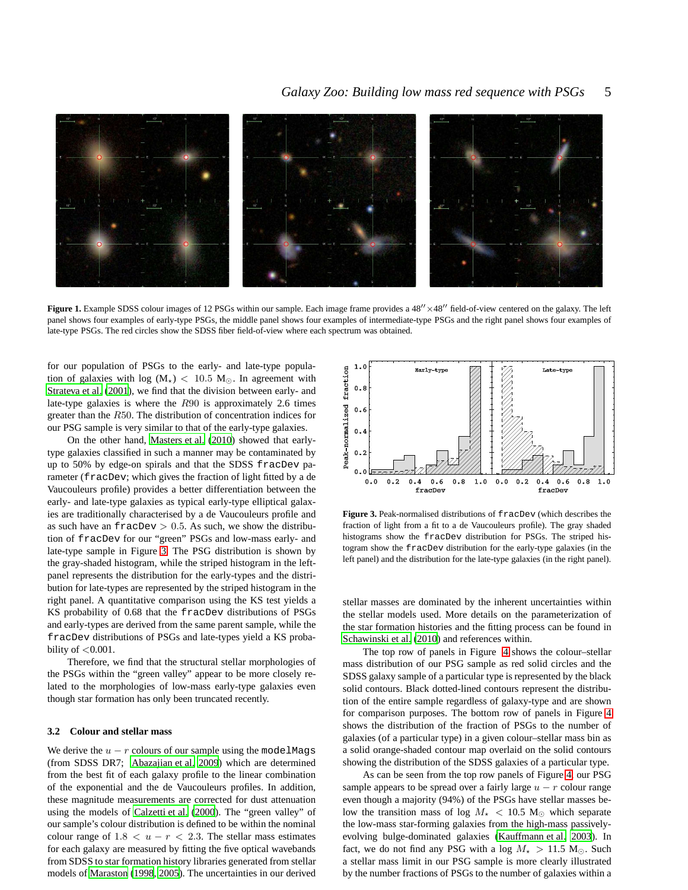**Figure 1.** Example SDSS colour images of 12 PSGs within our sample. Each image frame provides a $48'' \times 48''$ field-of-view centered on the galaxy. The left panel shows four examples of early-type PSGs, the middle panel shows four examples of intermediate-type PSGs and the right panel shows four examples of late-type PSGs. The red circles show the SDSS fiber field-of-view where each spectrum was obtained.

for our population of PSGs to the early- and late-type population of galaxies with log ($M_\star$) $< 10.5$ $M_\odot$. In agreement with Strateva et al. (2001), we find that the division between early- and late-type galaxies is where the $R90$ is approximately 2.6 times greater than the $R50$. The distribution of concentration indices for our PSG sample is very similar to that of the early-type galaxies.

On the other hand, Masters et al. (2010) showed that early-type galaxies classified in such a manner may be contaminated by up to 50% by edge-on spirals and that the SDSS `fracDev` parameter (`fracDev`; which gives the fraction of light fitted by a de Vaucouleurs profile) provides a better differentiation between the early- and late-type galaxies as typical early-type elliptical galaxies are traditionally characterised by a de Vaucouleurs profile and as such have an `fracDev` $> 0.5$. As such, we show the distribution of `fracDev` for our "green" PSGs and low-mass early- and late-type sample in Figure 3. The PSG distribution is shown by the gray-shaded histogram, while the striped histogram in the left-panel represents the distribution for the early-types and the distribution for late-types are represented by the striped histogram in the right panel. A quantitative comparison using the KS test yields a KS probability of 0.68 that the `fracDev` distributions of PSGs and early-types are derived from the same parent sample, while the `fracDev` distributions of PSGs and late-types yield a KS probability of $<$0.001.

Therefore, we find that the structural stellar morphologies of the PSGs within the "green valley" appear to be more closely related to the morphologies of low-mass early-type galaxies even though star formation has only been truncated recently.

### 3.2 Colour and stellar mass

We derive the $u-r$ colours of our sample using the `modelMags` (from SDSS DR7; Abazajian et al. 2009) which are determined from the best fit of each galaxy profile to the linear combination of the exponential and the de Vaucouleurs profiles. In addition, these magnitude measurements are corrected for dust attenuation using the models of Calzetti et al. (2000). The "green valley" of our sample's colour distribution is defined to be within the nominal colour range of $1.8 < u-r < 2.3$. The stellar mass estimates for each galaxy are measured by fitting the five optical wavebands from SDSS to star formation history libraries generated from stellar models of Maraston (1998, 2005). The uncertainties in our derived stellar masses are dominated by the inherent uncertainties within the stellar models used. More details on the parameterization of the star formation histories and the fitting process can be found in Schawinski et al. (2010) and references within.

**Figure 3.** Peak-normalised distributions of `fracDev` (which describes the fraction of light from a fit to a de Vaucouleurs profile). The gray shaded histograms show the `fracDev` distribution for PSGs. The striped histogram show the `fracDev` distribution for the early-type galaxies (in the left panel) and the distribution for the late-type galaxies (in the right panel).

The top row of panels in Figure 4 shows the colour–stellar mass distribution of our PSG sample as red solid circles and the SDSS galaxy sample of a particular type is represented by the black solid contours. Black dotted-lined contours represent the distribution of the entire sample regardless of galaxy-type and are shown for comparison purposes. The bottom row of panels in Figure 4 shows the distribution of the fraction of PSGs to the number of galaxies (of a particular type) in a given colour–stellar mass bin as a solid orange-shaded contour map overlaid on the solid contours showing the distribution of the SDSS galaxies of a particular type.

As can be seen from the top row panels of Figure 4, our PSG sample appears to be spread over a fairly large $u-r$ colour range even though a majority (94%) of the PSGs have stellar masses below the transition mass of log $M_\star < 10.5$ $M_\odot$ which separate the low-mass star-forming galaxies from the high-mass passively-evolving bulge-dominated galaxies (Kauffmann et al. 2003). In fact, we do not find any PSG with a log $M_\star > 11.5$ $M_\odot$. Such a stellar mass limit in our PSG sample is more clearly illustrated by the number fractions of PSGs to the number of galaxies within a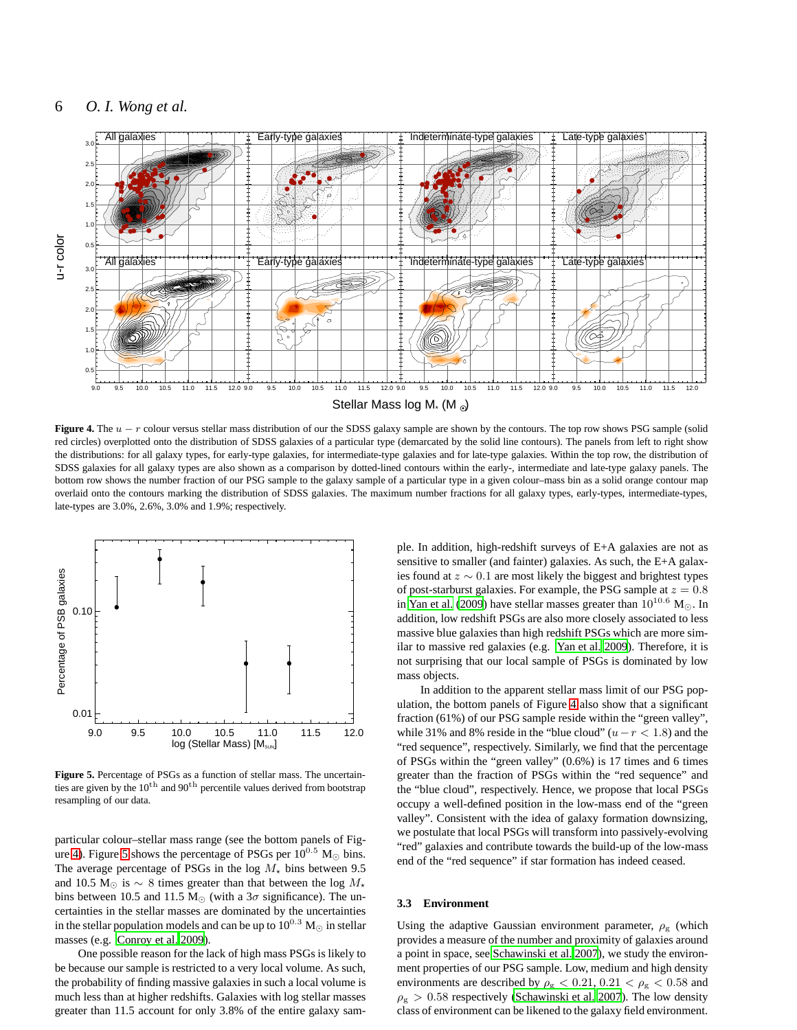**Figure 4.** The $u-r$ colour versus stellar mass distribution of our the SDSS galaxy sample are shown by the contours. The top row shows PSG sample (solid red circles) overplotted onto the distribution of SDSS galaxies of a particular type (demarcated by the solid line contours). The panels from left to right show the distributions: for all galaxy types, for early-type galaxies, for intermediate-type galaxies and for late-type galaxies. Within the top row, the distribution of SDSS galaxies for all galaxy types are also shown as a comparison by dotted-lined contours within the early-, intermediate and late-type galaxy panels. The bottom row shows the number fraction of our PSG sample to the galaxy sample of a particular type in a given colour–mass bin as a solid orange contour map overlaid onto the contours marking the distribution of SDSS galaxies. The maximum number fractions for all galaxy types, early-types, intermediate-types, late-types are 3.0%, 2.6%, 3.0% and 1.9%; respectively.

**Figure 5.** Percentage of PSGs as a function of stellar mass. The uncertainties are given by the 10[th] and 90[th] percentile values derived from bootstrap resampling of our data.

particular colour–stellar mass range (see the bottom panels of Figure 4). Figure 5 shows the percentage of PSGs per $10^{0.5}$ $M_{\odot}$ bins. The average percentage of PSGs in the log $M_{\star}$ bins between 9.5 and 10.5 $M_{\odot}$ is $\sim$ 8 times greater than that between the log $M_{\star}$ bins between 10.5 and 11.5 $M_{\odot}$ (with a $3\sigma$ significance). The uncertainties in the stellar masses are dominated by the uncertainties in the stellar population models and can be up to $10^{0.3}$ $M_{\odot}$ in stellar masses (e.g. Conroy et al. 2009).

One possible reason for the lack of high mass PSGs is likely to be because our sample is restricted to a very local volume. As such, the probability of finding massive galaxies in such a local volume is much less than at higher redshifts. Galaxies with log stellar masses greater than 11.5 account for only 3.8% of the entire galaxy sample. In addition, high-redshift surveys of E+A galaxies are not as sensitive to smaller (and fainter) galaxies. As such, the E+A galaxies found at $z \sim 0.1$ are most likely the biggest and brightest types of post-starburst galaxies. For example, the PSG sample at $z = 0.8$ in Yan et al. (2009) have stellar masses greater than $10^{10.6}$ $M_{\odot}$. In addition, low redshift PSGs are also more closely associated to less massive blue galaxies than high redshift PSGs which are more similar to massive red galaxies (e.g. Yan et al. 2009). Therefore, it is not surprising that our local sample of PSGs is dominated by low mass objects.

In addition to the apparent stellar mass limit of our PSG population, the bottom panels of Figure 4 also show that a significant fraction (61%) of our PSG sample reside within the "green valley", while 31% and 8% reside in the "blue cloud" ($u-r < 1.8$) and the "red sequence", respectively. Similarly, we find that the percentage of PSGs within the "green valley" (0.6%) is 17 times and 6 times greater than the fraction of PSGs within the "red sequence" and the "blue cloud", respectively. Hence, we propose that local PSGs occupy a well-defined position in the low-mass end of the "green valley". Consistent with the idea of galaxy formation downsizing, we postulate that local PSGs will transform into passively-evolving "red" galaxies and contribute towards the build-up of the low-mass end of the "red sequence" if star formation has indeed ceased.

### 3.3 Environment

Using the adaptive Gaussian environment parameter, $\rho_{\rm g}$ (which provides a measure of the number and proximity of galaxies around a point in space, see Schawinski et al. 2007), we study the environment properties of our PSG sample. Low, medium and high density environments are described by $\rho_{\rm g} < 0.21$, $0.21 < \rho_{\rm g} < 0.58$ and $\rho_{\rm g} > 0.58$ respectively (Schawinski et al. 2007). The low density class of environment can be likened to the galaxy field environment.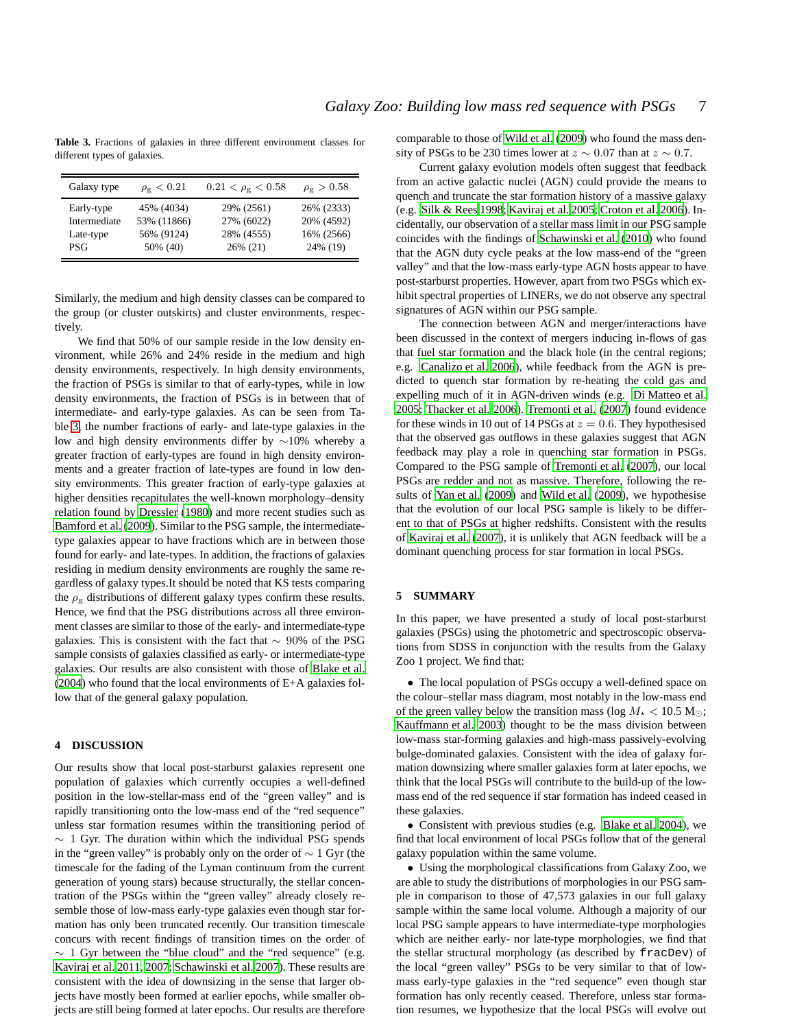**Table 3.** Fractions of galaxies in three different environment classes for different types of galaxies.

| Galaxy type | $\rho_{\rm g} < 0.21$ | $0.21 < \rho_{\rm g} < 0.58$ | $\rho_{\rm g} > 0.58$ |
|---|---|---|---|
| Early-type | 45% (4034) | 29% (2561) | 26% (2333) |
| Intermediate | 53% (11866) | 27% (6022) | 20% (4592) |
| Late-type | 56% (9124) | 28% (4555) | 16% (2566) |
| PSG | 50% (40) | 26% (21) | 24% (19) |

Similarly, the medium and high density classes can be compared to the group (or cluster outskirts) and cluster environments, respectively.

We find that 50% of our sample reside in the low density environment, while 26% and 24% reside in the medium and high density environments, respectively. In high density environments, the fraction of PSGs is similar to that of early-types, while in low density environments, the fraction of PSGs is in between that of intermediate- and early-type galaxies. As can be seen from Table 3, the number fractions of early- and late-type galaxies in the low and high density environments differ by ~10% whereby a greater fraction of early-types are found in high density environments and a greater fraction of late-types are found in low density environments. This greater fraction of early-type galaxies at higher densities recapitulates the well-known morphology–density relation found by Dressler (1980) and more recent studies such as Bamford et al. (2009). Similar to the PSG sample, the intermediate-type galaxies appear to have fractions which are in between those found for early- and late-types. In addition, the fractions of galaxies residing in medium density environments are roughly the same regardless of galaxy types.It should be noted that KS tests comparing the $\rho_{\rm g}$ distributions of different galaxy types confirm these results. Hence, we find that the PSG distributions across all three environment classes are similar to those of the early- and intermediate-type galaxies. This is consistent with the fact that ~ 90% of the PSG sample consists of galaxies classified as early- or intermediate-type galaxies. Our results are also consistent with those of Blake et al. (2004) who found that the local environments of E+A galaxies follow that of the general galaxy population.

## 4 DISCUSSION

Our results show that local post-starburst galaxies represent one population of galaxies which currently occupies a well-defined position in the low-stellar-mass end of the "green valley" and is rapidly transitioning onto the low-mass end of the "red sequence" unless star formation resumes within the transitioning period of ~ 1 Gyr. The duration within which the individual PSG spends in the "green valley" is probably only on the order of ~ 1 Gyr (the timescale for the fading of the Lyman continuum from the current generation of young stars) because structurally, the stellar concentration of the PSGs within the "green valley" already closely resemble those of low-mass early-type galaxies even though star formation has only been truncated recently. Our transition timescale concurs with recent findings of transition times on the order of ~ 1 Gyr between the "blue cloud" and the "red sequence" (e.g. Kaviraj et al. 2011, 2007; Schawinski et al. 2007). These results are consistent with the idea of downsizing in the sense that larger objects have mostly been formed at earlier epochs, while smaller objects are still being formed at later epochs. Our results are therefore comparable to those of Wild et al. (2009) who found the mass density of PSGs to be 230 times lower at $z \sim 0.07$ than at $z \sim 0.7$.

Current galaxy evolution models often suggest that feedback from an active galactic nuclei (AGN) could provide the means to quench and truncate the star formation history of a massive galaxy (e.g. Silk & Rees 1998; Kaviraj et al. 2005; Croton et al. 2006). Incidentally, our observation of a stellar mass limit in our PSG sample coincides with the findings of Schawinski et al. (2010) who found that the AGN duty cycle peaks at the low mass-end of the "green valley" and that the low-mass early-type AGN hosts appear to have post-starburst properties. However, apart from two PSGs which exhibit spectral properties of LINERs, we do not observe any spectral signatures of AGN within our PSG sample.

The connection between AGN and merger/interactions have been discussed in the context of mergers inducing in-flows of gas that fuel star formation and the black hole (in the central regions; e.g. Canalizo et al. 2006), while feedback from the AGN is predicted to quench star formation by re-heating the cold gas and expelling much of it in AGN-driven winds (e.g. Di Matteo et al. 2005; Thacker et al. 2006). Tremonti et al. (2007) found evidence for these winds in 10 out of 14 PSGs at $z = 0.6$. They hypothesised that the observed gas outflows in these galaxies suggest that AGN feedback may play a role in quenching star formation in PSGs. Compared to the PSG sample of Tremonti et al. (2007), our local PSGs are redder and not as massive. Therefore, following the results of Yan et al. (2009) and Wild et al. (2009), we hypothesise that the evolution of our local PSG sample is likely to be different to that of PSGs at higher redshifts. Consistent with the results of Kaviraj et al. (2007), it is unlikely that AGN feedback will be a dominant quenching process for star formation in local PSGs.

## 5 SUMMARY

In this paper, we have presented a study of local post-starburst galaxies (PSGs) using the photometric and spectroscopic observations from SDSS in conjunction with the results from the Galaxy Zoo 1 project. We find that:

- The local population of PSGs occupy a well-defined space on the colour–stellar mass diagram, most notably in the low-mass end of the green valley below the transition mass (log $M_{\star} < 10.5$ M$_{\odot}$; Kauffmann et al. 2003) thought to be the mass division between low-mass star-forming galaxies and high-mass passively-evolving bulge-dominated galaxies. Consistent with the idea of galaxy formation downsizing where smaller galaxies form at later epochs, we think that the local PSGs will contribute to the build-up of the low-mass end of the red sequence if star formation has indeed ceased in these galaxies.
- Consistent with previous studies (e.g. Blake et al. 2004), we find that local environment of local PSGs follow that of the general galaxy population within the same volume.
- Using the morphological classifications from Galaxy Zoo, we are able to study the distributions of morphologies in our PSG sample in comparison to those of 47,573 galaxies in our full galaxy sample within the same local volume. Although a majority of our local PSG sample appears to have intermediate-type morphologies which are neither early- nor late-type morphologies, we find that the stellar structural morphology (as described by `fracDev`) of the local "green valley" PSGs to be very similar to that of low-mass early-type galaxies in the "red sequence" even though star formation has only recently ceased. Therefore, unless star formation resumes, we hypothesize that the local PSGs will evolve out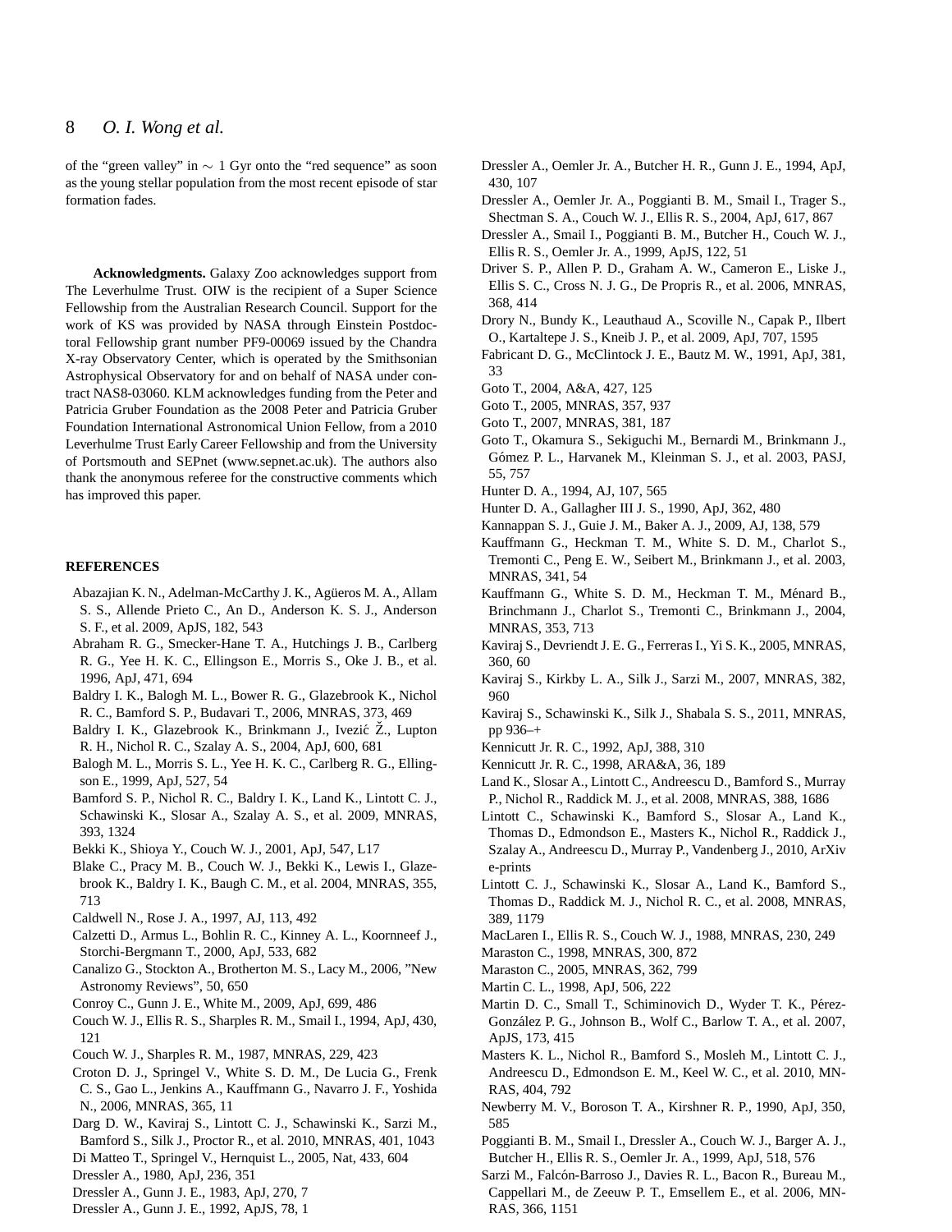of the "green valley" in $\sim$ 1 Gyr onto the "red sequence" as soon as the young stellar population from the most recent episode of star formation fades.

**Acknowledgments.** Galaxy Zoo acknowledges support from The Leverhulme Trust. OIW is the recipient of a Super Science Fellowship from the Australian Research Council. Support for the work of KS was provided by NASA through Einstein Postdoctoral Fellowship grant number PF9-00069 issued by the Chandra X-ray Observatory Center, which is operated by the Smithsonian Astrophysical Observatory for and on behalf of NASA under contract NAS8-03060. KLM acknowledges funding from the Peter and Patricia Gruber Foundation as the 2008 Peter and Patricia Gruber Foundation International Astronomical Union Fellow, from a 2010 Leverhulme Trust Early Career Fellowship and from the University of Portsmouth and SEPnet (www.sepnet.ac.uk). The authors also thank the anonymous referee for the constructive comments which has improved this paper.

## REFERENCES

Abazajian K. N., Adelman-McCarthy J. K., Agüeros M. A., Allam S. S., Allende Prieto C., An D., Anderson K. S. J., Anderson S. F., et al. 2009, ApJS, 182, 543

Abraham R. G., Smecker-Hane T. A., Hutchings J. B., Carlberg R. G., Yee H. K. C., Ellingson E., Morris S., Oke J. B., et al. 1996, ApJ, 471, 694

Baldry I. K., Balogh M. L., Bower R. G., Glazebrook K., Nichol R. C., Bamford S. P., Budavari T., 2006, MNRAS, 373, 469

Baldry I. K., Glazebrook K., Brinkmann J., Ivezić Ž., Lupton R. H., Nichol R. C., Szalay A. S., 2004, ApJ, 600, 681

Balogh M. L., Morris S. L., Yee H. K. C., Carlberg R. G., Ellingson E., 1999, ApJ, 527, 54

Bamford S. P., Nichol R. C., Baldry I. K., Land K., Lintott C. J., Schawinski K., Slosar A., Szalay A. S., et al. 2009, MNRAS, 393, 1324

Bekki K., Shioya Y., Couch W. J., 2001, ApJ, 547, L17

Blake C., Pracy M. B., Couch W. J., Bekki K., Lewis I., Glazebrook K., Baldry I. K., Baugh C. M., et al. 2004, MNRAS, 355, 713

Caldwell N., Rose J. A., 1997, AJ, 113, 492

Calzetti D., Armus L., Bohlin R. C., Kinney A. L., Koornneef J., Storchi-Bergmann T., 2000, ApJ, 533, 682

Canalizo G., Stockton A., Brotherton M. S., Lacy M., 2006, "New Astronomy Reviews", 50, 650

Conroy C., Gunn J. E., White M., 2009, ApJ, 699, 486

Couch W. J., Ellis R. S., Sharples R. M., Smail I., 1994, ApJ, 430, 121

Couch W. J., Sharples R. M., 1987, MNRAS, 229, 423

Croton D. J., Springel V., White S. D. M., De Lucia G., Frenk C. S., Gao L., Jenkins A., Kauffmann G., Navarro J. F., Yoshida N., 2006, MNRAS, 365, 11

Darg D. W., Kaviraj S., Lintott C. J., Schawinski K., Sarzi M., Bamford S., Silk J., Proctor R., et al. 2010, MNRAS, 401, 1043

Di Matteo T., Springel V., Hernquist L., 2005, Nat, 433, 604

Dressler A., 1980, ApJ, 236, 351

Dressler A., Gunn J. E., 1983, ApJ, 270, 7

Dressler A., Gunn J. E., 1992, ApJS, 78, 1

Dressler A., Oemler Jr. A., Butcher H. R., Gunn J. E., 1994, ApJ, 430, 107

Dressler A., Oemler Jr. A., Poggianti B. M., Smail I., Trager S., Shectman S. A., Couch W. J., Ellis R. S., 2004, ApJ, 617, 867

Dressler A., Smail I., Poggianti B. M., Butcher H., Couch W. J., Ellis R. S., Oemler Jr. A., 1999, ApJS, 122, 51

Driver S. P., Allen P. D., Graham A. W., Cameron E., Liske J., Ellis S. C., Cross N. J. G., De Propris R., et al. 2006, MNRAS, 368, 414

Drory N., Bundy K., Leauthaud A., Scoville N., Capak P., Ilbert O., Kartaltepe J. S., Kneib J. P., et al. 2009, ApJ, 707, 1595

Fabricant D. G., McClintock J. E., Bautz M. W., 1991, ApJ, 381, 33

Goto T., 2004, A&A, 427, 125

Goto T., 2005, MNRAS, 357, 937

Goto T., 2007, MNRAS, 381, 187

Goto T., Okamura S., Sekiguchi M., Bernardi M., Brinkmann J., Gómez P. L., Harvanek M., Kleinman S. J., et al. 2003, PASJ, 55, 757

Hunter D. A., 1994, AJ, 107, 565

Hunter D. A., Gallagher III J. S., 1990, ApJ, 362, 480

Kannappan S. J., Guie J. M., Baker A. J., 2009, AJ, 138, 579

Kauffmann G., Heckman T. M., White S. D. M., Charlot S., Tremonti C., Peng E. W., Seibert M., Brinkmann J., et al. 2003, MNRAS, 341, 54

Kauffmann G., White S. D. M., Heckman T. M., Ménard B., Brinchmann J., Charlot S., Tremonti C., Brinkmann J., 2004, MNRAS, 353, 713

Kaviraj S., Devriendt J. E. G., Ferreras I., Yi S. K., 2005, MNRAS, 360, 60

Kaviraj S., Kirkby L. A., Silk J., Sarzi M., 2007, MNRAS, 382, 960

Kaviraj S., Schawinski K., Silk J., Shabala S. S., 2011, MNRAS, pp 936–+

Kennicutt Jr. R. C., 1992, ApJ, 388, 310

Kennicutt Jr. R. C., 1998, ARA&A, 36, 189

Land K., Slosar A., Lintott C., Andreescu D., Bamford S., Murray P., Nichol R., Raddick M. J., et al. 2008, MNRAS, 388, 1686

Lintott C., Schawinski K., Bamford S., Slosar A., Land K., Thomas D., Edmondson E., Masters K., Nichol R., Raddick J., Szalay A., Andreescu D., Murray P., Vandenberg J., 2010, ArXiv e-prints

Lintott C. J., Schawinski K., Slosar A., Land K., Bamford S., Thomas D., Raddick M. J., Nichol R. C., et al. 2008, MNRAS, 389, 1179

MacLaren I., Ellis R. S., Couch W. J., 1988, MNRAS, 230, 249

Maraston C., 1998, MNRAS, 300, 872

Maraston C., 2005, MNRAS, 362, 799

Martin C. L., 1998, ApJ, 506, 222

Martin D. C., Small T., Schiminovich D., Wyder T. K., Pérez-González P. G., Johnson B., Wolf C., Barlow T. A., et al. 2007, ApJS, 173, 415

Masters K. L., Nichol R., Bamford S., Mosleh M., Lintott C. J., Andreescu D., Edmondson E. M., Keel W. C., et al. 2010, MNRAS, 404, 792

Newberry M. V., Boroson T. A., Kirshner R. P., 1990, ApJ, 350, 585

Poggianti B. M., Smail I., Dressler A., Couch W. J., Barger A. J., Butcher H., Ellis R. S., Oemler Jr. A., 1999, ApJ, 518, 576

Sarzi M., Falcón-Barroso J., Davies R. L., Bacon R., Bureau M., Cappellari M., de Zeeuw P. T., Emsellem E., et al. 2006, MNRAS, 366, 1151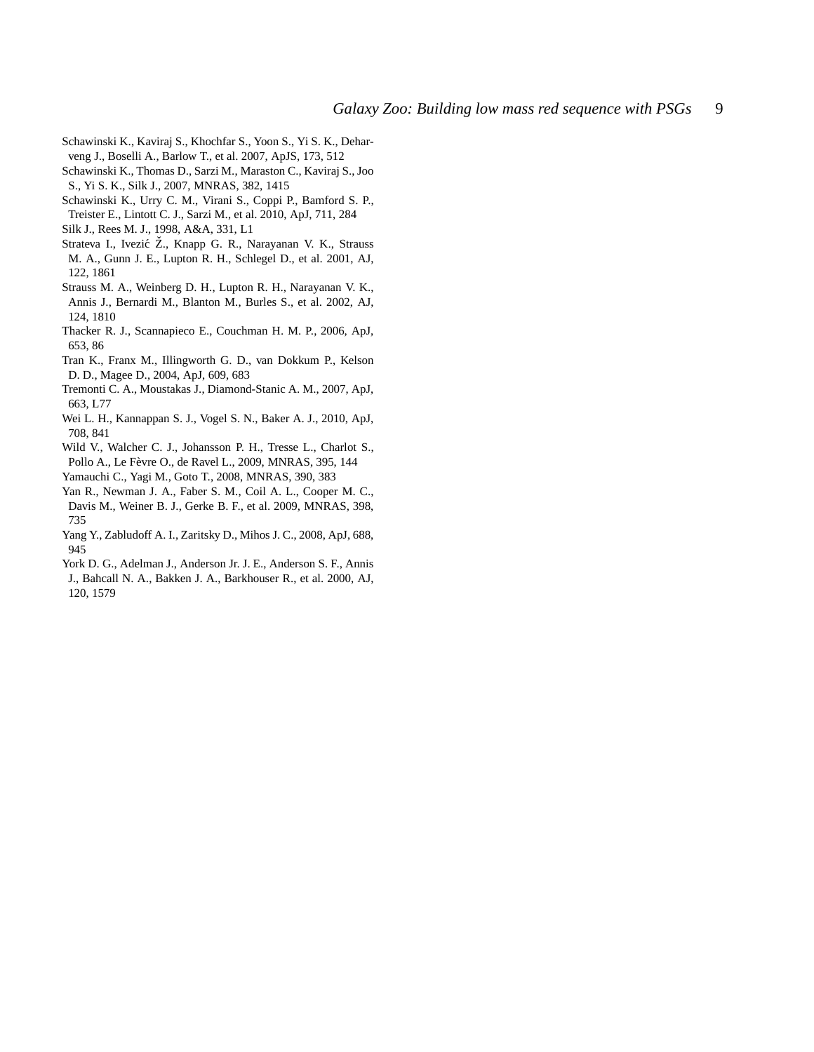Schawinski K., Kaviraj S., Khochfar S., Yoon S., Yi S. K., Deharveng J., Boselli A., Barlow T., et al. 2007, ApJS, 173, 512

Schawinski K., Thomas D., Sarzi M., Maraston C., Kaviraj S., Joo S., Yi S. K., Silk J., 2007, MNRAS, 382, 1415

Schawinski K., Urry C. M., Virani S., Coppi P., Bamford S. P., Treister E., Lintott C. J., Sarzi M., et al. 2010, ApJ, 711, 284

Silk J., Rees M. J., 1998, A&A, 331, L1

Strateva I., Ivezić Ž., Knapp G. R., Narayanan V. K., Strauss M. A., Gunn J. E., Lupton R. H., Schlegel D., et al. 2001, AJ, 122, 1861

Strauss M. A., Weinberg D. H., Lupton R. H., Narayanan V. K., Annis J., Bernardi M., Blanton M., Burles S., et al. 2002, AJ, 124, 1810

Thacker R. J., Scannapieco E., Couchman H. M. P., 2006, ApJ, 653, 86

Tran K., Franx M., Illingworth G. D., van Dokkum P., Kelson D. D., Magee D., 2004, ApJ, 609, 683

Tremonti C. A., Moustakas J., Diamond-Stanic A. M., 2007, ApJ, 663, L77

Wei L. H., Kannappan S. J., Vogel S. N., Baker A. J., 2010, ApJ, 708, 841

Wild V., Walcher C. J., Johansson P. H., Tresse L., Charlot S., Pollo A., Le Fèvre O., de Ravel L., 2009, MNRAS, 395, 144

Yamauchi C., Yagi M., Goto T., 2008, MNRAS, 390, 383

Yan R., Newman J. A., Faber S. M., Coil A. L., Cooper M. C., Davis M., Weiner B. J., Gerke B. F., et al. 2009, MNRAS, 398, 735

Yang Y., Zabludoff A. I., Zaritsky D., Mihos J. C., 2008, ApJ, 688, 945

York D. G., Adelman J., Anderson Jr. J. E., Anderson S. F., Annis J., Bahcall N. A., Bakken J. A., Barkhouser R., et al. 2000, AJ, 120, 1579